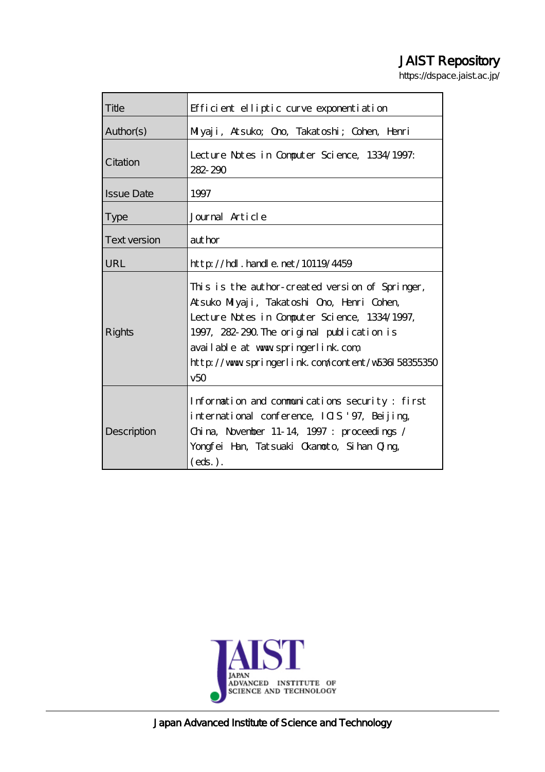JAIST Repository

https://dspace.jaist.ac.jp/

| Title | Efficient elliptic curve exponentiation |
|---|---|
| Author(s) | Miyaji, Atsuko; Ono, Takatoshi; Cohen, Henri |
| Citation | Lecture Notes in Computer Science, 1334/1997: 282-290 |
| Issue Date | 1997 |
| Type | Journal Article |
| Text version | author |
| URL | http://hdl.handle.net/10119/4459 |
| Rights | This is the author-created version of Springer, Atsuko Miyaji, Takatoshi Ono, Henri Cohen, Lecture Notes in Computer Science, 1334/1997, 1997, 282-290. The original publication is available at www.springerlink.com, http://www.springerlink.com/content/w536l58355350v50 |
| Description | Information and communications security : first international conference, ICIS '97, Beijing, China, November 11-14, 1997 : proceedings / Yongfei Han, Tatsuaki Okamoto, Sihan Qing, (eds.). |

Japan Advanced Institute of Science and Technology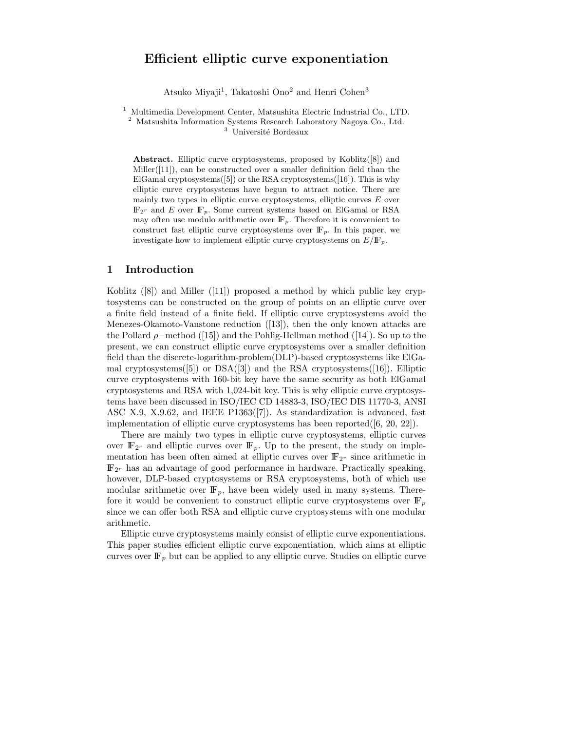# Efficient elliptic curve exponentiation

Atsuko Miyaji[1], Takatoshi Ono[2] and Henri Cohen[3]

[1] Multimedia Development Center, Matsushita Electric Industrial Co., LTD.
[2] Matsushita Information Systems Research Laboratory Nagoya Co., Ltd.
[3] Université Bordeaux

**Abstract.** Elliptic curve cryptosystems, proposed by Koblitz([8]) and Miller([11]), can be constructed over a smaller definition field than the ElGamal cryptosystems([5]) or the RSA cryptosystems([16]). This is why elliptic curve cryptosystems have begun to attract notice. There are mainly two types in elliptic curve cryptosystems, elliptic curves $E$ over $\mathbb{F}_{2^r}$ and $E$ over $\mathbb{F}_p$. Some current systems based on ElGamal or RSA may often use modulo arithmetic over $\mathbb{F}_p$. Therefore it is convenient to construct fast elliptic curve cryptosystems over $\mathbb{F}_p$. In this paper, we investigate how to implement elliptic curve cryptosystems on $E/\mathbb{F}_p$.

## 1 Introduction

Koblitz ([8]) and Miller ([11]) proposed a method by which public key cryptosystems can be constructed on the group of points on an elliptic curve over a finite field instead of a finite field. If elliptic curve cryptosystems avoid the Menezes-Okamoto-Vanstone reduction ([13]), then the only known attacks are the Pollard $\rho-$method ([15]) and the Pohlig-Hellman method ([14]). So up to the present, we can construct elliptic curve cryptosystems over a smaller definition field than the discrete-logarithm-problem(DLP)-based cryptosystems like ElGamal cryptosystems([5]) or DSA([3]) and the RSA cryptosystems([16]). Elliptic curve cryptosystems with 160-bit key have the same security as both ElGamal cryptosystems and RSA with 1,024-bit key. This is why elliptic curve cryptosystems have been discussed in ISO/IEC CD 14883-3, ISO/IEC DIS 11770-3, ANSI ASC X.9, X.9.62, and IEEE P1363([7]). As standardization is advanced, fast implementation of elliptic curve cryptosystems has been reported([6, 20, 22]).

There are mainly two types in elliptic curve cryptosystems, elliptic curves over $\mathbb{F}_{2^r}$ and elliptic curves over $\mathbb{F}_p$. Up to the present, the study on implementation has been often aimed at elliptic curves over $\mathbb{F}_{2^r}$ since arithmetic in $\mathbb{F}_{2^r}$ has an advantage of good performance in hardware. Practically speaking, however, DLP-based cryptosystems or RSA cryptosystems, both of which use modular arithmetic over $\mathbb{F}_p$, have been widely used in many systems. Therefore it would be convenient to construct elliptic curve cryptosystems over $\mathbb{F}_p$ since we can offer both RSA and elliptic curve cryptosystems with one modular arithmetic.

Elliptic curve cryptosystems mainly consist of elliptic curve exponentiations. This paper studies efficient elliptic curve exponentiation, which aims at elliptic curves over $\mathbb{F}_p$ but can be applied to any elliptic curve. Studies on elliptic curve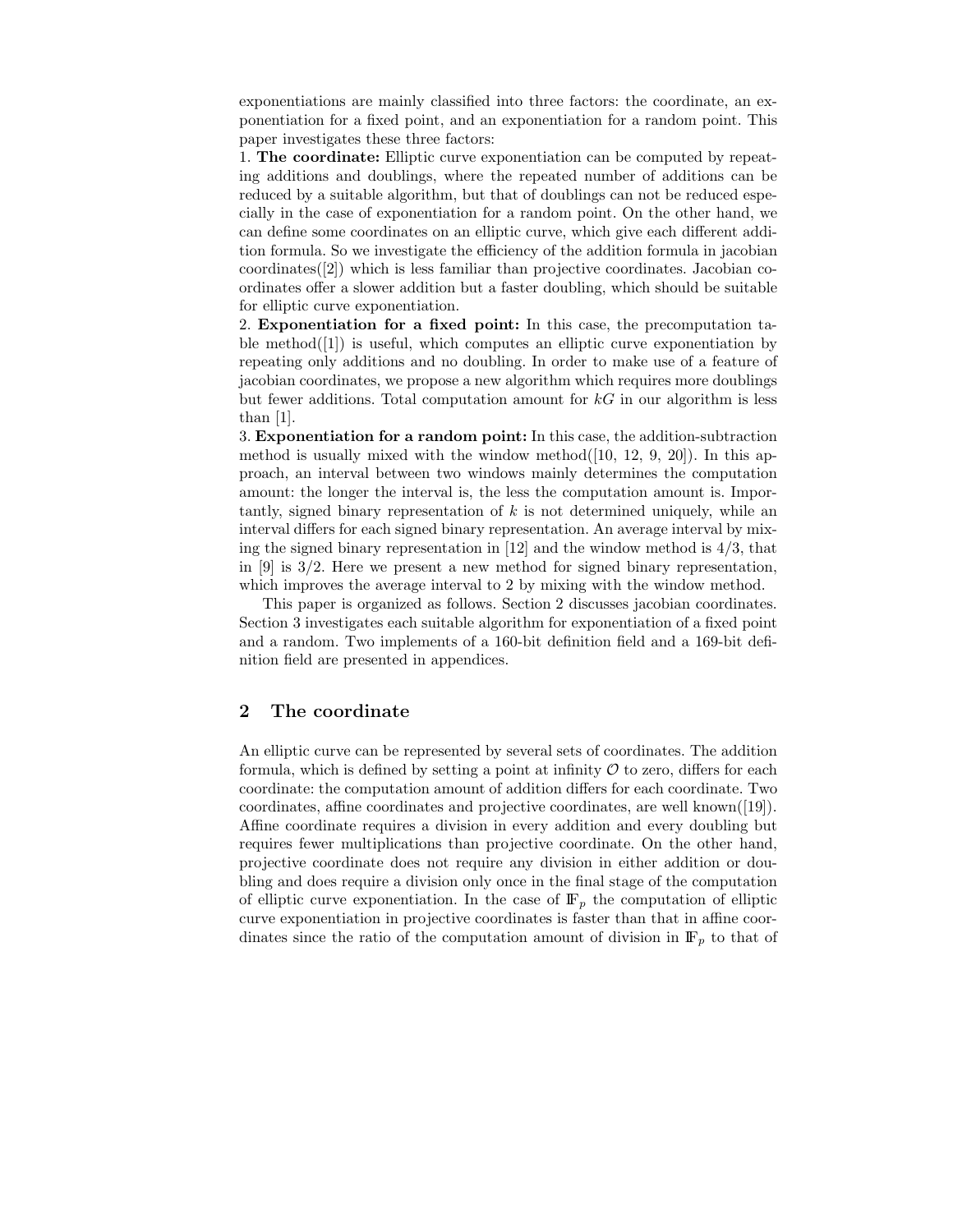exponentiations are mainly classified into three factors: the coordinate, an exponentiation for a fixed point, and an exponentiation for a random point. This paper investigates these three factors:

1. **The coordinate:** Elliptic curve exponentiation can be computed by repeating additions and doublings, where the repeated number of additions can be reduced by a suitable algorithm, but that of doublings can not be reduced especially in the case of exponentiation for a random point. On the other hand, we can define some coordinates on an elliptic curve, which give each different addition formula. So we investigate the efficiency of the addition formula in jacobian coordinates([2]) which is less familiar than projective coordinates. Jacobian coordinates offer a slower addition but a faster doubling, which should be suitable for elliptic curve exponentiation.

2. **Exponentiation for a fixed point:** In this case, the precomputation table method([1]) is useful, which computes an elliptic curve exponentiation by repeating only additions and no doubling. In order to make use of a feature of jacobian coordinates, we propose a new algorithm which requires more doublings but fewer additions. Total computation amount for $kG$ in our algorithm is less than [1].

3. **Exponentiation for a random point:** In this case, the addition-subtraction method is usually mixed with the window method([10, 12, 9, 20]). In this approach, an interval between two windows mainly determines the computation amount: the longer the interval is, the less the computation amount is. Importantly, signed binary representation of $k$ is not determined uniquely, while an interval differs for each signed binary representation. An average interval by mixing the signed binary representation in [12] and the window method is $4/3$, that in [9] is $3/2$. Here we present a new method for signed binary representation, which improves the average interval to 2 by mixing with the window method.

This paper is organized as follows. Section 2 discusses jacobian coordinates. Section 3 investigates each suitable algorithm for exponentiation of a fixed point and a random. Two implements of a 160-bit definition field and a 169-bit definition field are presented in appendices.

## 2 The coordinate

An elliptic curve can be represented by several sets of coordinates. The addition formula, which is defined by setting a point at infinity $\mathcal{O}$ to zero, differs for each coordinate: the computation amount of addition differs for each coordinate. Two coordinates, affine coordinates and projective coordinates, are well known([19]). Affine coordinate requires a division in every addition and every doubling but requires fewer multiplications than projective coordinate. On the other hand, projective coordinate does not require any division in either addition or doubling and does require a division only once in the final stage of the computation of elliptic curve exponentiation. In the case of $\mathbb{F}_p$ the computation of elliptic curve exponentiation in projective coordinates is faster than that in affine coordinates since the ratio of the computation amount of division in $\mathbb{F}_p$ to that of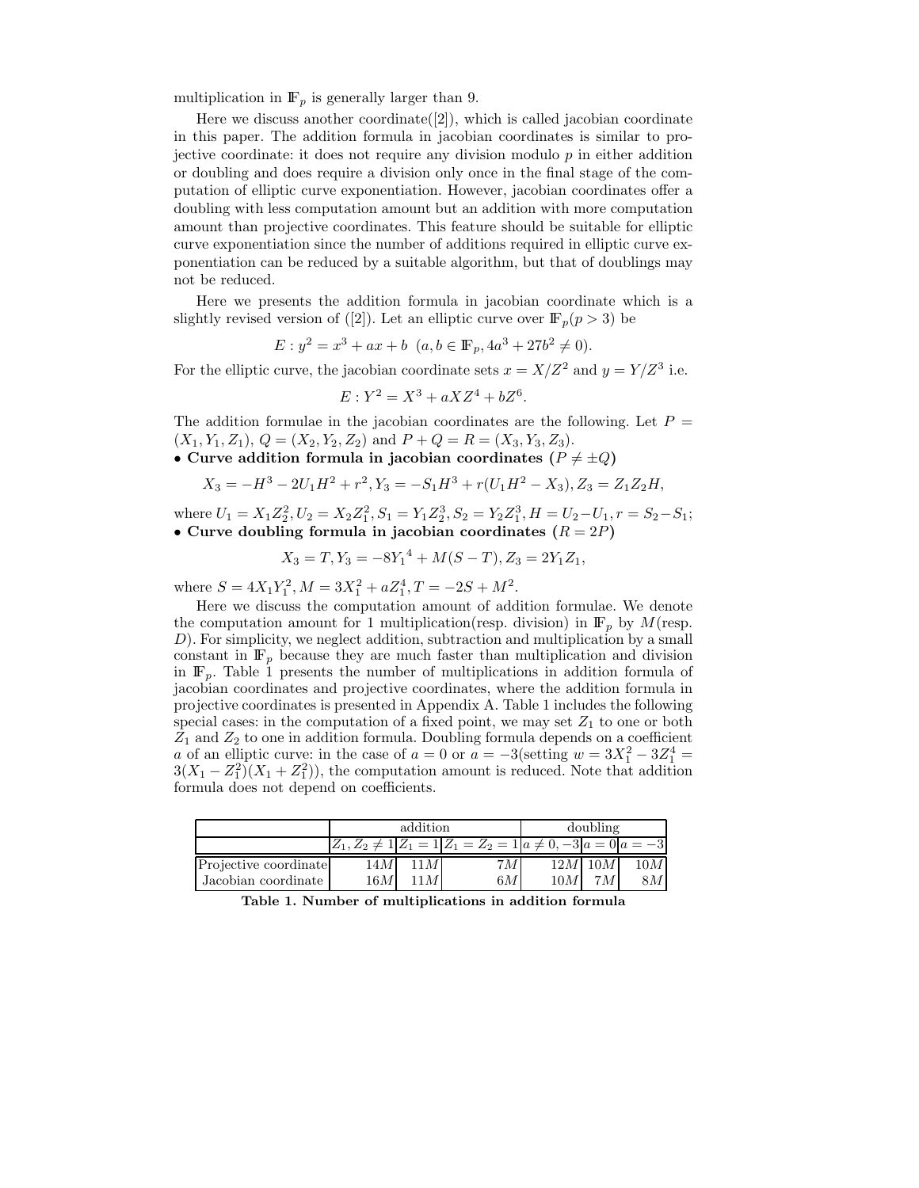multiplication in $\mathbb{F}_p$ is generally larger than 9.

Here we discuss another coordinate([2]), which is called jacobian coordinate in this paper. The addition formula in jacobian coordinates is similar to projective coordinate: it does not require any division modulo $p$ in either addition or doubling and does require a division only once in the final stage of the computation of elliptic curve exponentiation. However, jacobian coordinates offer a doubling with less computation amount but an addition with more computation amount than projective coordinates. This feature should be suitable for elliptic curve exponentiation since the number of additions required in elliptic curve exponentiation can be reduced by a suitable algorithm, but that of doublings may not be reduced.

Here we presents the addition formula in jacobian coordinate which is a slightly revised version of ([2]). Let an elliptic curve over $\mathbb{F}_p (p > 3)$ be

$$E : y^2 = x^3 + ax + b \quad (a, b \in \mathbb{F}_p, 4a^3 + 27b^2 \neq 0).$$

For the elliptic curve, the jacobian coordinate sets $x = X/Z^2$ and $y = Y/Z^3$ i.e.

$$E : Y^2 = X^3 + aXZ^4 + bZ^6.$$

The addition formulae in the jacobian coordinates are the following. Let $P = (X_1, Y_1, Z_1)$, $Q = (X_2, Y_2, Z_2)$ and $P + Q = R = (X_3, Y_3, Z_3)$.

- **Curve addition formula in jacobian coordinates ($P \neq \pm Q$)**

$$X_3 = -H^3 - 2U_1H^2 + r^2, Y_3 = -S_1H^3 + r(U_1H^2 - X_3), Z_3 = Z_1Z_2H,$$

where $U_1 = X_1Z_2^2, U_2 = X_2Z_1^2, S_1 = Y_1Z_2^3, S_2 = Y_2Z_1^3, H = U_2 - U_1, r = S_2 - S_1$;

- **Curve doubling formula in jacobian coordinates ($R = 2P$)**

$$X_3 = T, Y_3 = -8{Y_1}^4 + M(S - T), Z_3 = 2Y_1Z_1,$$

where $S = 4X_1Y_1^2, M = 3X_1^2 + aZ_1^4, T = -2S + M^2$.

Here we discuss the computation amount of addition formulae. We denote the computation amount for 1 multiplication(resp. division) in $\mathbb{F}_p$ by $M$(resp. $D$). For simplicity, we neglect addition, subtraction and multiplication by a small constant in $\mathbb{F}_p$ because they are much faster than multiplication and division in $\mathbb{F}_p$. Table 1 presents the number of multiplications in addition formula of jacobian coordinates and projective coordinates, where the addition formula in projective coordinates is presented in Appendix A. Table 1 includes the following special cases: in the computation of a fixed point, we may set $Z_1$ to one or both $Z_1$ and $Z_2$ to one in addition formula. Doubling formula depends on a coefficient $a$ of an elliptic curve: in the case of $a = 0$ or $a = -3$(setting $w = 3X_1^2 - 3Z_1^4 = 3(X_1 - Z_1^2)(X_1 + Z_1^2)$), the computation amount is reduced. Note that addition formula does not depend on coefficients.

| | addition | | | doubling | | |
|---|---|---|---|---|---|---|
| | $Z_1, Z_2 \neq 1$ | $Z_1 = 1$ | $Z_1 = Z_2 = 1$ | $a \neq 0, -3$ | $a = 0$ | $a = -3$ |
| Projective coordinate | $14M$ | $11M$ | $7M$ | $12M$ | $10M$ | $10M$ |
| Jacobian coordinate | $16M$ | $11M$ | $6M$ | $10M$ | $7M$ | $8M$ |

**Table 1. Number of multiplications in addition formula**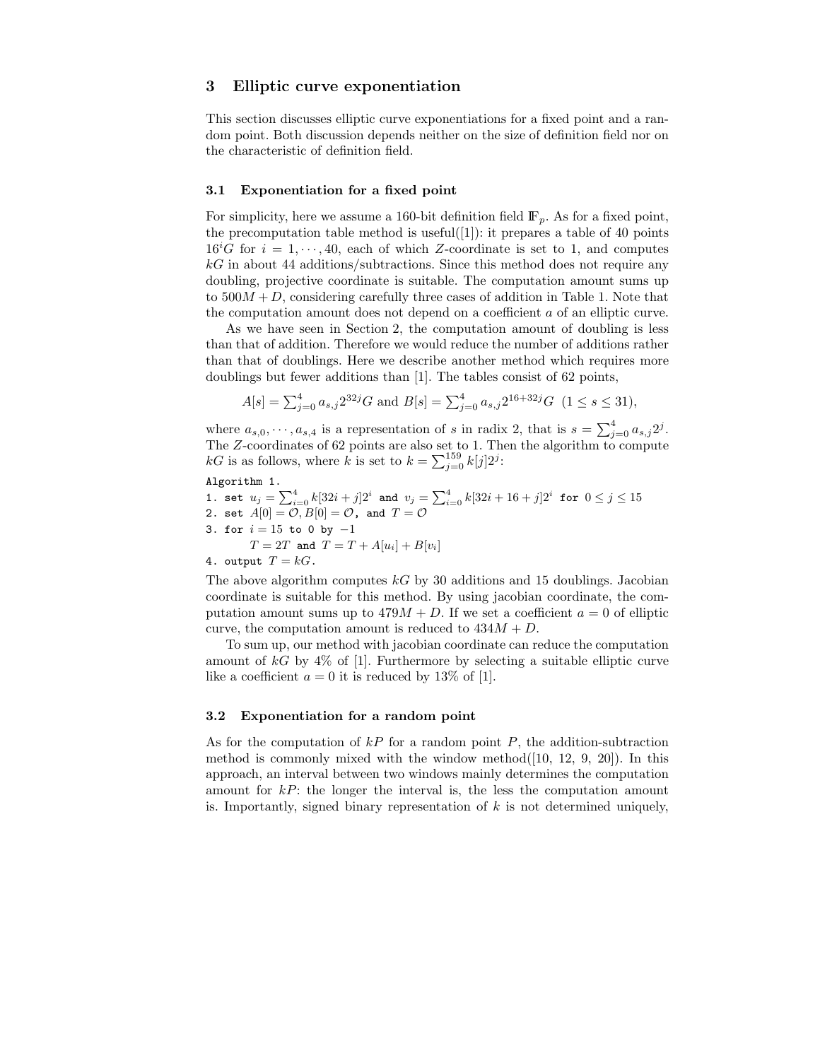## 3 Elliptic curve exponentiation

This section discusses elliptic curve exponentiations for a fixed point and a random point. Both discussion depends neither on the size of definition field nor on the characteristic of definition field.

### 3.1 Exponentiation for a fixed point

For simplicity, here we assume a 160-bit definition field $\mathbb{F}_p$. As for a fixed point, the precomputation table method is useful([1]): it prepares a table of 40 points $16^i G$ for $i = 1, \cdots, 40$, each of which $Z$-coordinate is set to 1, and computes $kG$ in about 44 additions/subtractions. Since this method does not require any doubling, projective coordinate is suitable. The computation amount sums up to $500M + D$, considering carefully three cases of addition in Table 1. Note that the computation amount does not depend on a coefficient $a$ of an elliptic curve.

As we have seen in Section 2, the computation amount of doubling is less than that of addition. Therefore we would reduce the number of additions rather than that of doublings. Here we describe another method which requires more doublings but fewer additions than [1]. The tables consist of 62 points,

$$A[s] = \sum_{j=0}^{4} a_{s,j} 2^{32j} G \text{ and } B[s] = \sum_{j=0}^{4} a_{s,j} 2^{16+32j} G \ \ (1 \le s \le 31),$$

where $a_{s,0}, \cdots, a_{s,4}$ is a representation of $s$ in radix 2, that is $s = \sum_{j=0}^{4} a_{s,j} 2^j$. The $Z$-coordinates of 62 points are also set to 1. Then the algorithm to compute $kG$ is as follows, where $k$ is set to $k = \sum_{j=0}^{159} k[j] 2^j$:

Algorithm 1.

1. set $u_j = \sum_{i=0}^{4} k[32i + j] 2^i$ and $v_j = \sum_{i=0}^{4} k[32i + 16 + j] 2^i$ for $0 \le j \le 15$
2. set $A[0] = \mathcal{O}, B[0] = \mathcal{O}$, and $T = \mathcal{O}$
3. for $i = 15$ to 0 by $-1$
   $T = 2T$ and $T = T + A[u_i] + B[v_i]$
4. output $T = kG$.

The above algorithm computes $kG$ by 30 additions and 15 doublings. Jacobian coordinate is suitable for this method. By using jacobian coordinate, the computation amount sums up to $479M + D$. If we set a coefficient $a = 0$ of elliptic curve, the computation amount is reduced to $434M + D$.

To sum up, our method with jacobian coordinate can reduce the computation amount of $kG$ by 4% of [1]. Furthermore by selecting a suitable elliptic curve like a coefficient $a = 0$ it is reduced by 13% of [1].

### 3.2 Exponentiation for a random point

As for the computation of $kP$ for a random point $P$, the addition-subtraction method is commonly mixed with the window method([10, 12, 9, 20]). In this approach, an interval between two windows mainly determines the computation amount for $kP$: the longer the interval is, the less the computation amount is. Importantly, signed binary representation of $k$ is not determined uniquely,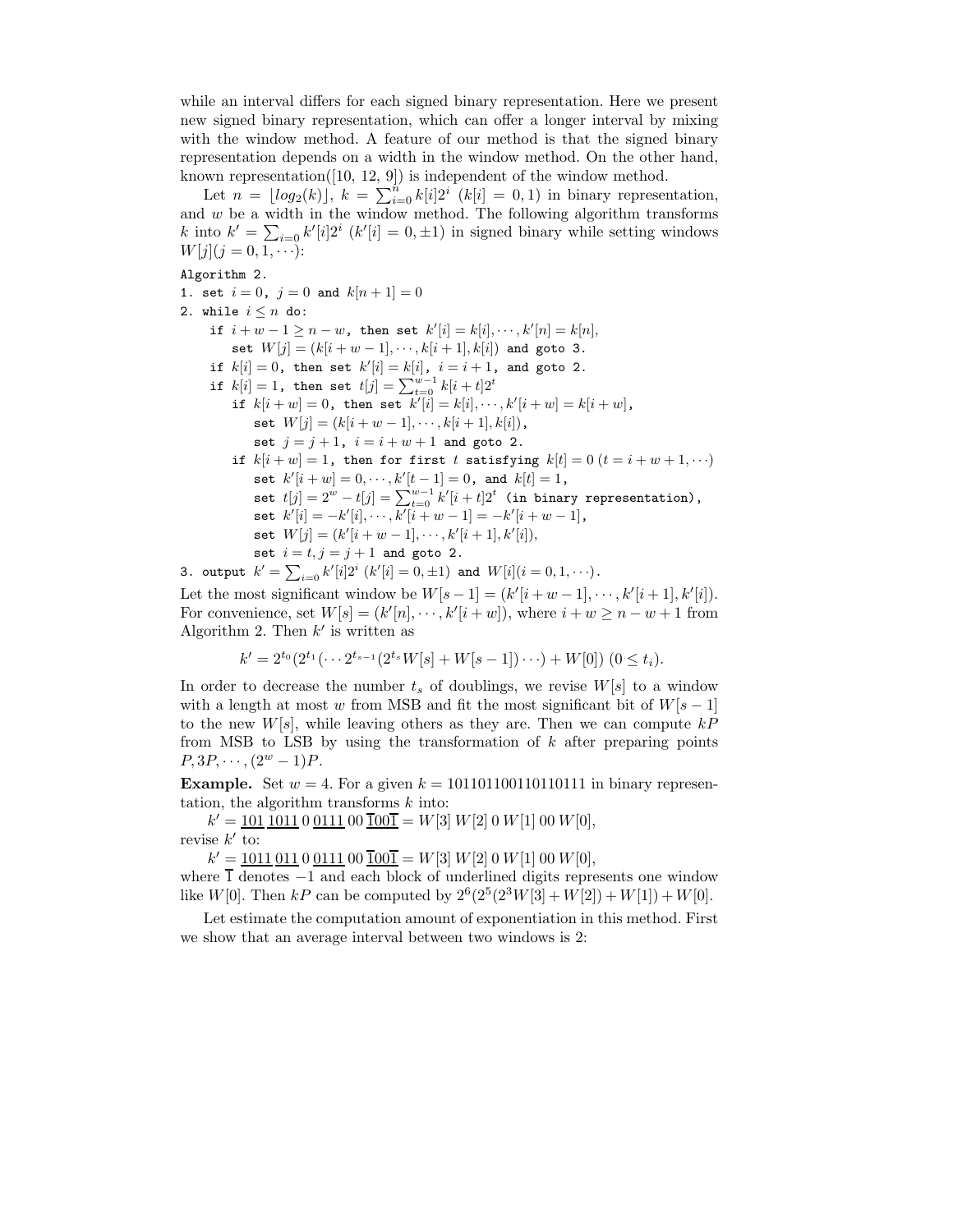while an interval differs for each signed binary representation. Here we present new signed binary representation, which can offer a longer interval by mixing with the window method. A feature of our method is that the signed binary representation depends on a width in the window method. On the other hand, known representation([10, 12, 9]) is independent of the window method.

Let $n = \lfloor log_2(k) \rfloor$, $k = \sum_{i=0}^{n} k[i]2^i$ $(k[i] = 0, 1)$ in binary representation, and $w$ be a width in the window method. The following algorithm transforms $k$ into $k' = \sum_{i=0} k'[i]2^i$ $(k'[i] = 0, \pm 1)$ in signed binary while setting windows $W[j] (j = 0, 1, \cdots)$:

```
Algorithm 2.
1. set i = 0, j = 0 and k[n+1] = 0
2. while i ≤ n do:
     if i + w − 1 ≥ n − w, then set k'[i] = k[i], ···, k'[n] = k[n],
        set W[j] = (k[i + w − 1], ···, k[i + 1], k[i]) and goto 3.
     if k[i] = 0, then set k'[i] = k[i], i = i + 1, and goto 2.
     if k[i] = 1, then set t[j] = Σ_{t=0}^{w−1} k[i + t]2^t
        if k[i + w] = 0, then set k'[i] = k[i], ···, k'[i + w] = k[i + w],
           set W[j] = (k[i + w − 1], ···, k[i + 1], k[i]),
           set j = j + 1, i = i + w + 1 and goto 2.
        if k[i + w] = 1, then for first t satisfying k[t] = 0 (t = i + w + 1, ···)
           set k'[i + w] = 0, ···, k'[t − 1] = 0, and k[t] = 1,
           set t[j] = 2^w − t[j] = Σ_{t=0}^{w−1} k'[i + t]2^t (in binary representation),
           set k'[i] = −k'[i], ···, k'[i + w − 1] = −k'[i + w − 1],
           set W[j] = (k'[i + w − 1], ···, k'[i + 1], k'[i]),
           set i = t, j = j + 1 and goto 2.
3. output k' = Σ_{i=0} k'[i]2^i (k'[i] = 0, ±1) and W[i](i = 0, 1, ···).
```

Let the most significant window be $W[s-1] = (k'[i+w-1], \cdots, k'[i+1], k'[i])$. For convenience, set $W[s] = (k'[n], \cdots, k'[i+w])$, where $i + w \geq n - w + 1$ from Algorithm 2. Then $k'$ is written as

$$k' = 2^{t_0}(2^{t_1}(\cdots 2^{t_{s-1}}(2^{t_s} W[s] + W[s-1]) \cdots) + W[0]) \ (0 \leq t_i).$$

In order to decrease the number $t_s$ of doublings, we revise $W[s]$ to a window with a length at most $w$ from MSB and fit the most significant bit of $W[s-1]$ to the new $W[s]$, while leaving others as they are. Then we can compute $kP$ from MSB to LSB by using the transformation of $k$ after preparing points $P, 3P, \cdots, (2^w - 1)P$.

**Example.** Set $w = 4$. For a given $k = 101101100110110111$ in binary representation, the algorithm transforms $k$ into:

$k' = \underline{101}\,\underline{1011}\,0\,\underline{0111}\,00\,\underline{\overline{1}00\overline{1}} = W[3]\,W[2]\,0\,W[1]\,00\,W[0]$,
revise $k'$ to:

$k' = \underline{1011}\,\underline{011}\,0\,\underline{0111}\,00\,\underline{\overline{1}00\overline{1}} = W[3]\,W[2]\,0\,W[1]\,00\,W[0]$,
where $\overline{1}$ denotes $-1$ and each block of underlined digits represents one window like $W[0]$. Then $kP$ can be computed by $2^6(2^5(2^3 W[3] + W[2]) + W[1]) + W[0]$.

Let estimate the computation amount of exponentiation in this method. First we show that an average interval between two windows is 2: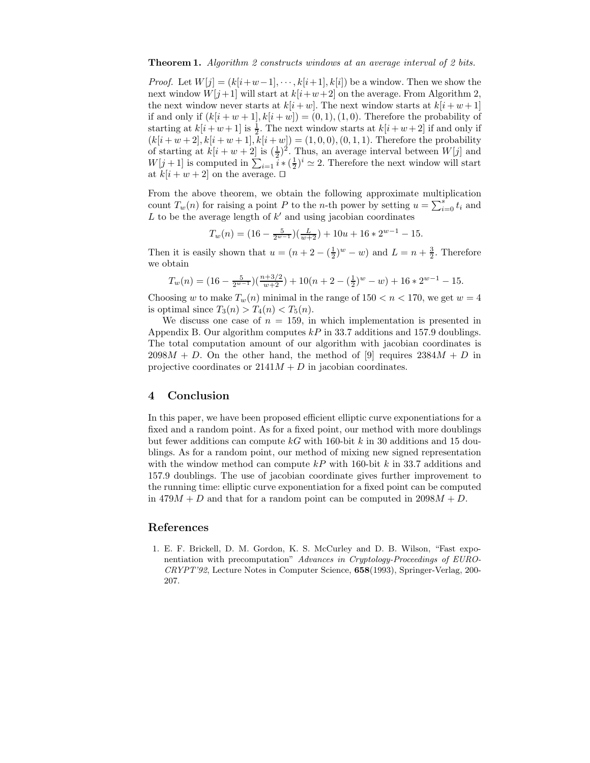**Theorem 1.** *Algorithm 2 constructs windows at an average interval of 2 bits.*

*Proof.* Let $W[j] = (k[i+w-1], \cdots, k[i+1], k[i])$ be a window. Then we show the next window $W[j+1]$ will start at $k[i+w+2]$ on the average. From Algorithm 2, the next window never starts at $k[i+w]$. The next window starts at $k[i+w+1]$ if and only if $(k[i+w+1], k[i+w]) = (0,1), (1,0)$. Therefore the probability of starting at $k[i+w+1]$ is $\frac{1}{2}$. The next window starts at $k[i+w+2]$ if and only if $(k[i+w+2], k[i+w+1], k[i+w]) = (1,0,0), (0,1,1)$. Therefore the probability of starting at $k[i+w+2]$ is $(\frac{1}{2})^2$. Thus, an average interval between $W[j]$ and $W[j+1]$ is computed in $\sum_{i=1} i * (\frac{1}{2})^i \simeq 2$. Therefore the next window will start at $k[i+w+2]$ on the average. □

From the above theorem, we obtain the following approximate multiplication count $T_w(n)$ for raising a point $P$ to the $n$-th power by setting $u = \sum_{i=0}^{s} t_i$ and $L$ to be the average length of $k'$ and using jacobian coordinates

$$T_w(n) = (16 - \tfrac{5}{2^{w-1}})(\tfrac{L}{w+2}) + 10u + 16 * 2^{w-1} - 15.$$

Then it is easily shown that $u = (n + 2 - (\frac{1}{2})^w - w)$ and $L = n + \frac{3}{2}$. Therefore we obtain

$$T_w(n) = (16 - \tfrac{5}{2^{w-1}})(\tfrac{n+3/2}{w+2}) + 10(n + 2 - (\tfrac{1}{2})^w - w) + 16 * 2^{w-1} - 15.$$

Choosing $w$ to make $T_w(n)$ minimal in the range of $150 < n < 170$, we get $w = 4$ is optimal since $T_3(n) > T_4(n) < T_5(n)$.

We discuss one case of $n = 159$, in which implementation is presented in Appendix B. Our algorithm computes $kP$ in 33.7 additions and 157.9 doublings. The total computation amount of our algorithm with jacobian coordinates is $2098M + D$. On the other hand, the method of [9] requires $2384M + D$ in projective coordinates or $2141M + D$ in jacobian coordinates.

## 4 Conclusion

In this paper, we have been proposed efficient elliptic curve exponentiations for a fixed and a random point. As for a fixed point, our method with more doublings but fewer additions can compute $kG$ with 160-bit $k$ in 30 additions and 15 doublings. As for a random point, our method of mixing new signed representation with the window method can compute $kP$ with 160-bit $k$ in 33.7 additions and 157.9 doublings. The use of jacobian coordinate gives further improvement to the running time: elliptic curve exponentiation for a fixed point can be computed in $479M + D$ and that for a random point can be computed in $2098M + D$.

## References

1. E. F. Brickell, D. M. Gordon, K. S. McCurley and D. B. Wilson, "Fast exponentiation with precomputation" *Advances in Cryptology-Proceedings of EUROCRYPT'92*, Lecture Notes in Computer Science, **658**(1993), Springer-Verlag, 200-207.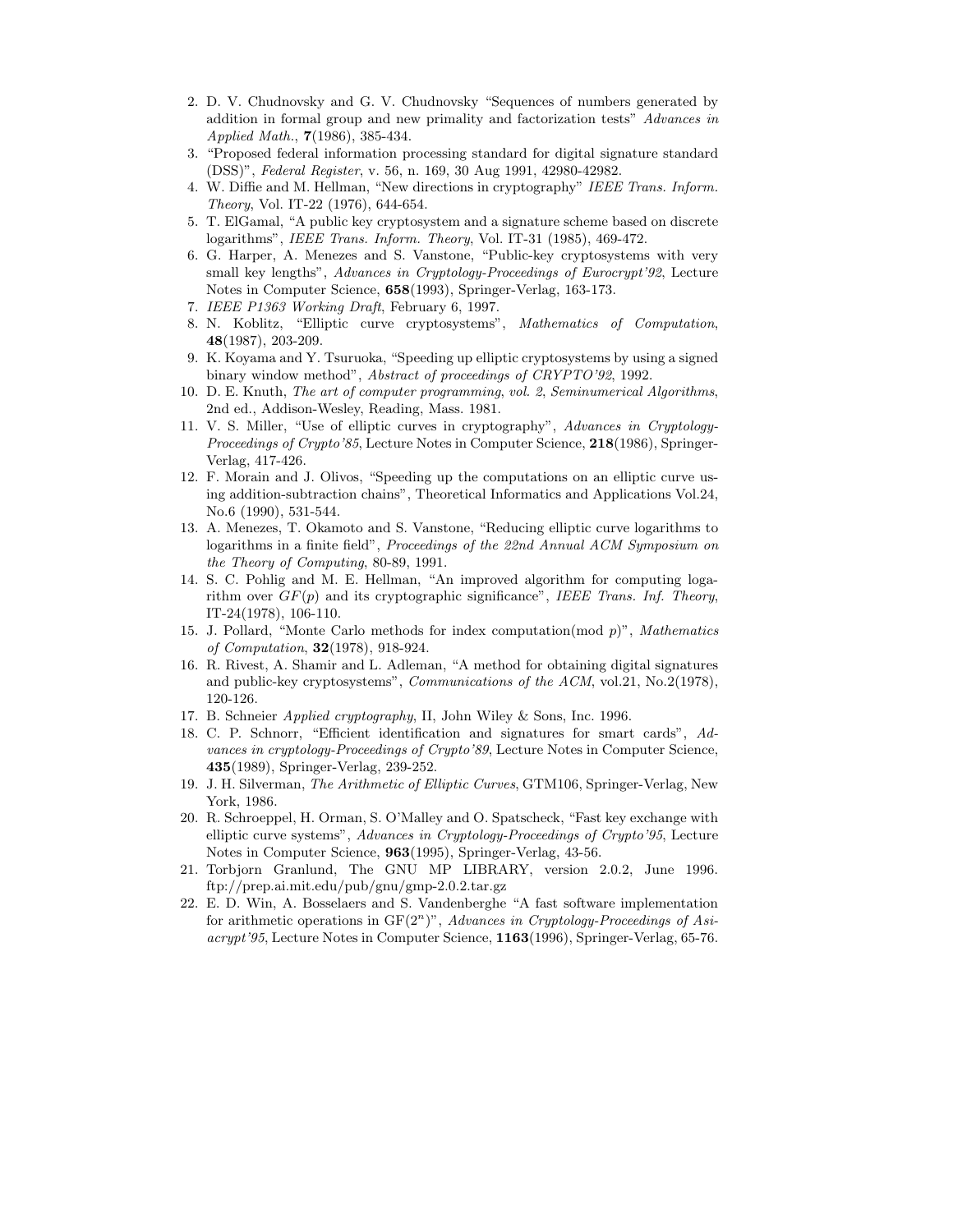2. D. V. Chudnovsky and G. V. Chudnovsky "Sequences of numbers generated by addition in formal group and new primality and factorization tests" *Advances in Applied Math.*, **7**(1986), 385-434.
3. "Proposed federal information processing standard for digital signature standard (DSS)", *Federal Register*, v. 56, n. 169, 30 Aug 1991, 42980-42982.
4. W. Diffie and M. Hellman, "New directions in cryptography" *IEEE Trans. Inform. Theory*, Vol. IT-22 (1976), 644-654.
5. T. ElGamal, "A public key cryptosystem and a signature scheme based on discrete logarithms", *IEEE Trans. Inform. Theory*, Vol. IT-31 (1985), 469-472.
6. G. Harper, A. Menezes and S. Vanstone, "Public-key cryptosystems with very small key lengths", *Advances in Cryptology-Proceedings of Eurocrypt'92*, Lecture Notes in Computer Science, **658**(1993), Springer-Verlag, 163-173.
7. *IEEE P1363 Working Draft*, February 6, 1997.
8. N. Koblitz, "Elliptic curve cryptosystems", *Mathematics of Computation*, **48**(1987), 203-209.
9. K. Koyama and Y. Tsuruoka, "Speeding up elliptic cryptosystems by using a signed binary window method", *Abstract of proceedings of CRYPTO'92*, 1992.
10. D. E. Knuth, *The art of computer programming, vol. 2, Seminumerical Algorithms*, 2nd ed., Addison-Wesley, Reading, Mass. 1981.
11. V. S. Miller, "Use of elliptic curves in cryptography", *Advances in Cryptology-Proceedings of Crypto'85*, Lecture Notes in Computer Science, **218**(1986), Springer-Verlag, 417-426.
12. F. Morain and J. Olivos, "Speeding up the computations on an elliptic curve using addition-subtraction chains", Theoretical Informatics and Applications Vol.24, No.6 (1990), 531-544.
13. A. Menezes, T. Okamoto and S. Vanstone, "Reducing elliptic curve logarithms to logarithms in a finite field", *Proceedings of the 22nd Annual ACM Symposium on the Theory of Computing*, 80-89, 1991.
14. S. C. Pohlig and M. E. Hellman, "An improved algorithm for computing logarithm over $GF(p)$ and its cryptographic significance", *IEEE Trans. Inf. Theory*, IT-24(1978), 106-110.
15. J. Pollard, "Monte Carlo methods for index computation(mod $p$)", *Mathematics of Computation*, **32**(1978), 918-924.
16. R. Rivest, A. Shamir and L. Adleman, "A method for obtaining digital signatures and public-key cryptosystems", *Communications of the ACM*, vol.21, No.2(1978), 120-126.
17. B. Schneier *Applied cryptography*, II, John Wiley & Sons, Inc. 1996.
18. C. P. Schnorr, "Efficient identification and signatures for smart cards", *Advances in cryptology-Proceedings of Crypto'89*, Lecture Notes in Computer Science, **435**(1989), Springer-Verlag, 239-252.
19. J. H. Silverman, *The Arithmetic of Elliptic Curves*, GTM106, Springer-Verlag, New York, 1986.
20. R. Schroeppel, H. Orman, S. O'Malley and O. Spatscheck, "Fast key exchange with elliptic curve systems", *Advances in Cryptology-Proceedings of Crypto'95*, Lecture Notes in Computer Science, **963**(1995), Springer-Verlag, 43-56.
21. Torbjorn Granlund, The GNU MP LIBRARY, version 2.0.2, June 1996. ftp://prep.ai.mit.edu/pub/gnu/gmp-2.0.2.tar.gz
22. E. D. Win, A. Bosselaers and S. Vandenberghe "A fast software implementation for arithmetic operations in GF($2^n$)", *Advances in Cryptology-Proceedings of Asiacrypt'95*, Lecture Notes in Computer Science, **1163**(1996), Springer-Verlag, 65-76.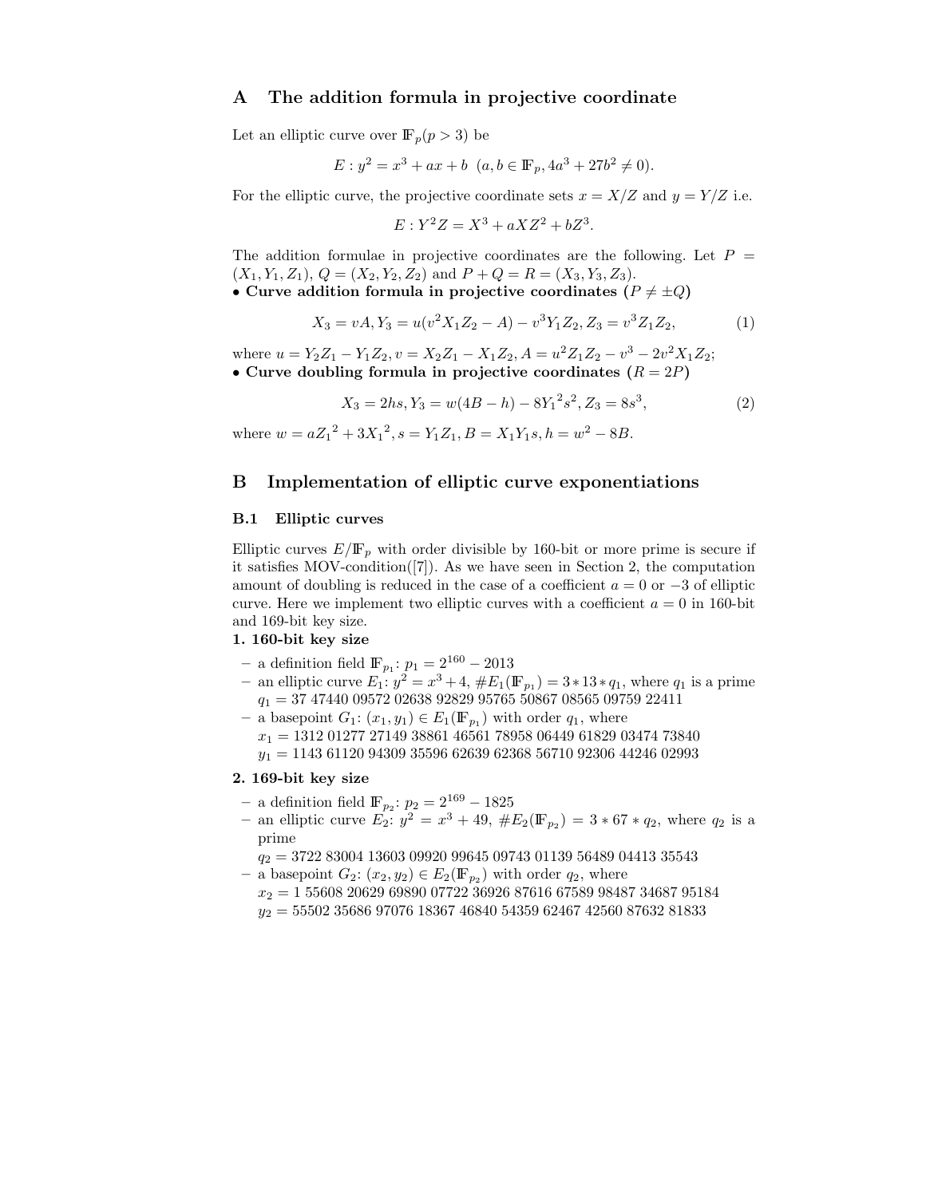## A The addition formula in projective coordinate

Let an elliptic curve over $\mathbb{F}_p (p > 3)$ be

$$E : y^2 = x^3 + ax + b \ \ (a, b \in \mathbb{F}_p, 4a^3 + 27b^2 \neq 0).$$

For the elliptic curve, the projective coordinate sets $x = X/Z$ and $y = Y/Z$ i.e.

$$E : Y^2 Z = X^3 + aXZ^2 + bZ^3.$$

The addition formulae in projective coordinates are the following. Let $P = (X_1, Y_1, Z_1)$, $Q = (X_2, Y_2, Z_2)$ and $P + Q = R = (X_3, Y_3, Z_3)$.

• **Curve addition formula in projective coordinates ($P \neq \pm Q$)**

$$X_3 = vA, Y_3 = u(v^2 X_1 Z_2 - A) - v^3 Y_1 Z_2, Z_3 = v^3 Z_1 Z_2, \tag{1}$$

where $u = Y_2 Z_1 - Y_1 Z_2$, $v = X_2 Z_1 - X_1 Z_2$, $A = u^2 Z_1 Z_2 - v^3 - 2v^2 X_1 Z_2$;

• **Curve doubling formula in projective coordinates ($R = 2P$)**

$$X_3 = 2hs, Y_3 = w(4B - h) - 8{Y_1}^2 s^2, Z_3 = 8s^3, \tag{2}$$

where $w = a{Z_1}^2 + 3{X_1}^2$, $s = Y_1 Z_1$, $B = X_1 Y_1 s$, $h = w^2 - 8B$.

## B Implementation of elliptic curve exponentiations

### B.1 Elliptic curves

Elliptic curves $E/\mathbb{F}_p$ with order divisible by 160-bit or more prime is secure if it satisfies MOV-condition([7]). As we have seen in Section 2, the computation amount of doubling is reduced in the case of a coefficient $a = 0$ or $-3$ of elliptic curve. Here we implement two elliptic curves with a coefficient $a = 0$ in 160-bit and 169-bit key size.

**1. 160-bit key size**

- a definition field $\mathbb{F}_{p_1}$: $p_1 = 2^{160} - 2013$
- an elliptic curve $E_1$: $y^2 = x^3 + 4$, $\#E_1(\mathbb{F}_{p_1}) = 3 * 13 * q_1$, where $q_1$ is a prime
  $q_1 = 37\ 47440\ 09572\ 02638\ 92829\ 95765\ 50867\ 08565\ 09759\ 22411$
- a basepoint $G_1$: $(x_1, y_1) \in E_1(\mathbb{F}_{p_1})$ with order $q_1$, where
  $x_1 = 1312\ 01277\ 27149\ 38861\ 46561\ 78958\ 06449\ 61829\ 03474\ 73840$
  $y_1 = 1143\ 61120\ 94309\ 35596\ 62639\ 62368\ 56710\ 92306\ 44246\ 02993$

**2. 169-bit key size**

- a definition field $\mathbb{F}_{p_2}$: $p_2 = 2^{169} - 1825$
- an elliptic curve $E_2$: $y^2 = x^3 + 49$, $\#E_2(\mathbb{F}_{p_2}) = 3 * 67 * q_2$, where $q_2$ is a prime
  $q_2 = 3722\ 83004\ 13603\ 09920\ 99645\ 09743\ 01139\ 56489\ 04413\ 35543$
- a basepoint $G_2$: $(x_2, y_2) \in E_2(\mathbb{F}_{p_2})$ with order $q_2$, where
  $x_2 = 1\ 55608\ 20629\ 69890\ 07722\ 36926\ 87616\ 67589\ 98487\ 34687\ 95184$
  $y_2 = 55502\ 35686\ 97076\ 18367\ 46840\ 54359\ 62467\ 42560\ 87632\ 81833$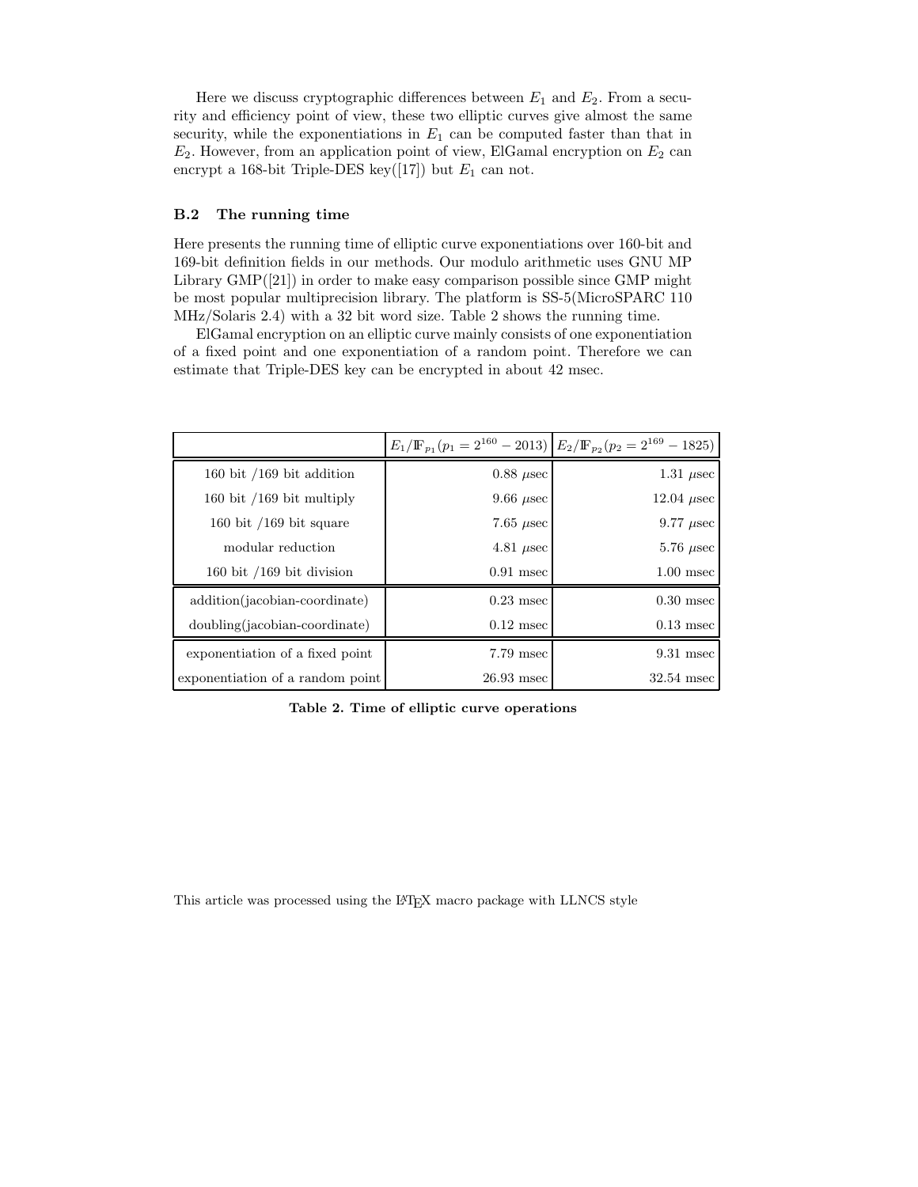Here we discuss cryptographic differences between $E_1$ and $E_2$. From a security and efficiency point of view, these two elliptic curves give almost the same security, while the exponentiations in $E_1$ can be computed faster than that in $E_2$. However, from an application point of view, ElGamal encryption on $E_2$ can encrypt a 168-bit Triple-DES key([17]) but $E_1$ can not.

### B.2 The running time

Here presents the running time of elliptic curve exponentiations over 160-bit and 169-bit definition fields in our methods. Our modulo arithmetic uses GNU MP Library GMP([21]) in order to make easy comparison possible since GMP might be most popular multiprecision library. The platform is SS-5(MicroSPARC 110 MHz/Solaris 2.4) with a 32 bit word size. Table 2 shows the running time.

ElGamal encryption on an elliptic curve mainly consists of one exponentiation of a fixed point and one exponentiation of a random point. Therefore we can estimate that Triple-DES key can be encrypted in about 42 msec.

| | $E_1/\mathbb{F}_{p_1}(p_1 = 2^{160} - 2013)$ | $E_2/\mathbb{F}_{p_2}(p_2 = 2^{169} - 1825)$ |
|---|---|---|
| 160 bit /169 bit addition | 0.88 $\mu$sec | 1.31 $\mu$sec |
| 160 bit /169 bit multiply | 9.66 $\mu$sec | 12.04 $\mu$sec |
| 160 bit /169 bit square | 7.65 $\mu$sec | 9.77 $\mu$sec |
| modular reduction | 4.81 $\mu$sec | 5.76 $\mu$sec |
| 160 bit /169 bit division | 0.91 msec | 1.00 msec |
| addition(jacobian-coordinate) | 0.23 msec | 0.30 msec |
| doubling(jacobian-coordinate) | 0.12 msec | 0.13 msec |
| exponentiation of a fixed point | 7.79 msec | 9.31 msec |
| exponentiation of a random point | 26.93 msec | 32.54 msec |

**Table 2. Time of elliptic curve operations**

This article was processed using the LaTeX macro package with LLNCS style